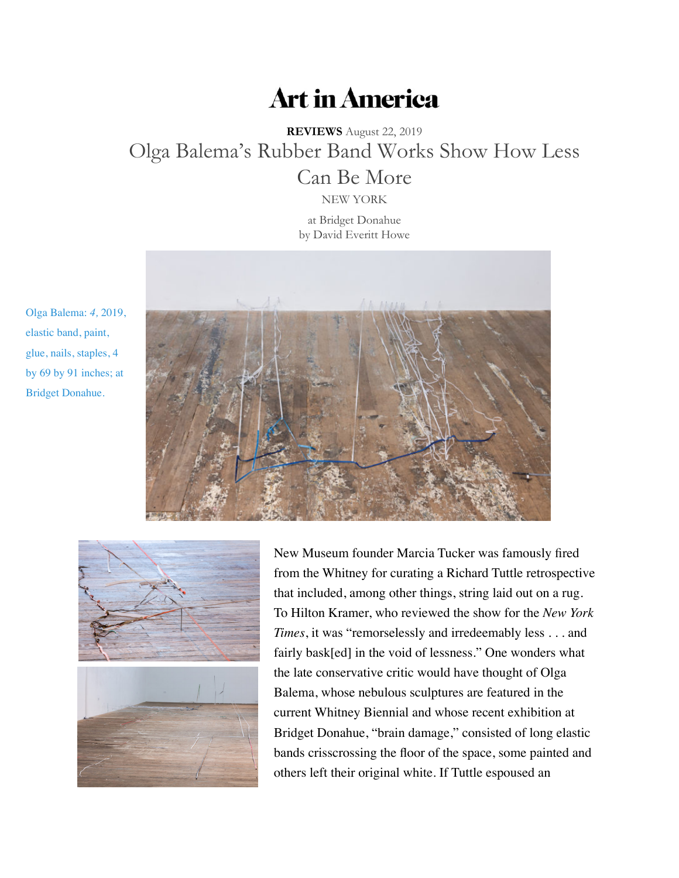# Art in America

**REVIEWS** August 22, 2019

## Olga Balema's Rubber Band Works Show How Less Can Be More

NEW YORK

at Bridget Donahue
by David Everitt Howe

Olga Balema: *4*, 2019, elastic band, paint, glue, nails, staples, 4 by 69 by 91 inches; at Bridget Donahue.

New Museum founder Marcia Tucker was famously fired from the Whitney for curating a Richard Tuttle retrospective that included, among other things, string laid out on a rug. To Hilton Kramer, who reviewed the show for the *New York Times*, it was "remorselessly and irredeemably less . . . and fairly bask[ed] in the void of lessness." One wonders what the late conservative critic would have thought of Olga Balema, whose nebulous sculptures are featured in the current Whitney Biennial and whose recent exhibition at Bridget Donahue, "brain damage," consisted of long elastic bands crisscrossing the floor of the space, some painted and others left their original white. If Tuttle espoused an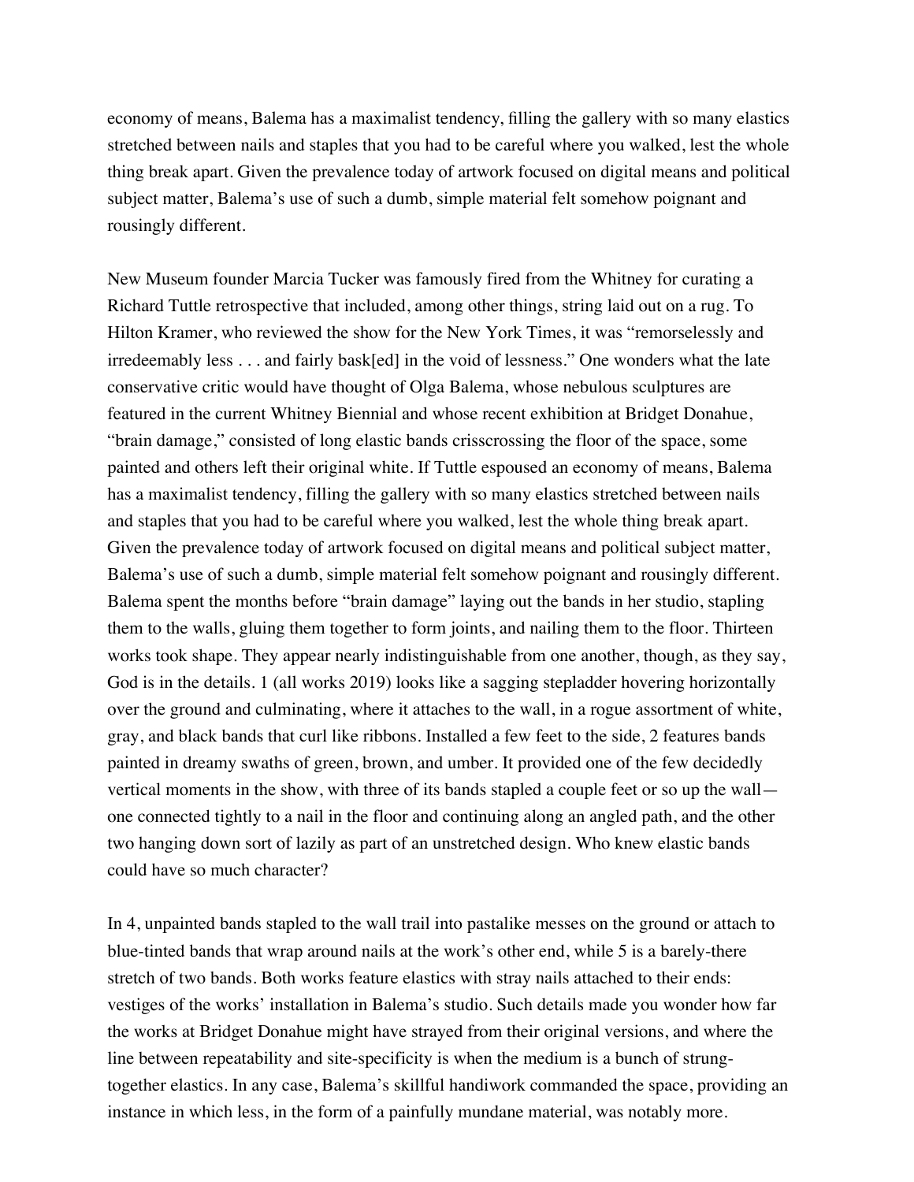economy of means, Balema has a maximalist tendency, filling the gallery with so many elastics stretched between nails and staples that you had to be careful where you walked, lest the whole thing break apart. Given the prevalence today of artwork focused on digital means and political subject matter, Balema's use of such a dumb, simple material felt somehow poignant and rousingly different.

New Museum founder Marcia Tucker was famously fired from the Whitney for curating a Richard Tuttle retrospective that included, among other things, string laid out on a rug. To Hilton Kramer, who reviewed the show for the New York Times, it was "remorselessly and irredeemably less . . . and fairly bask[ed] in the void of lessness." One wonders what the late conservative critic would have thought of Olga Balema, whose nebulous sculptures are featured in the current Whitney Biennial and whose recent exhibition at Bridget Donahue, "brain damage," consisted of long elastic bands crisscrossing the floor of the space, some painted and others left their original white. If Tuttle espoused an economy of means, Balema has a maximalist tendency, filling the gallery with so many elastics stretched between nails and staples that you had to be careful where you walked, lest the whole thing break apart. Given the prevalence today of artwork focused on digital means and political subject matter, Balema's use of such a dumb, simple material felt somehow poignant and rousingly different. Balema spent the months before "brain damage" laying out the bands in her studio, stapling them to the walls, gluing them together to form joints, and nailing them to the floor. Thirteen works took shape. They appear nearly indistinguishable from one another, though, as they say, God is in the details. 1 (all works 2019) looks like a sagging stepladder hovering horizontally over the ground and culminating, where it attaches to the wall, in a rogue assortment of white, gray, and black bands that curl like ribbons. Installed a few feet to the side, 2 features bands painted in dreamy swaths of green, brown, and umber. It provided one of the few decidedly vertical moments in the show, with three of its bands stapled a couple feet or so up the wall—one connected tightly to a nail in the floor and continuing along an angled path, and the other two hanging down sort of lazily as part of an unstretched design. Who knew elastic bands could have so much character?

In 4, unpainted bands stapled to the wall trail into pastalike messes on the ground or attach to blue-tinted bands that wrap around nails at the work's other end, while 5 is a barely-there stretch of two bands. Both works feature elastics with stray nails attached to their ends: vestiges of the works' installation in Balema's studio. Such details made you wonder how far the works at Bridget Donahue might have strayed from their original versions, and where the line between repeatability and site-specificity is when the medium is a bunch of strung-together elastics. In any case, Balema's skillful handiwork commanded the space, providing an instance in which less, in the form of a painfully mundane material, was notably more.